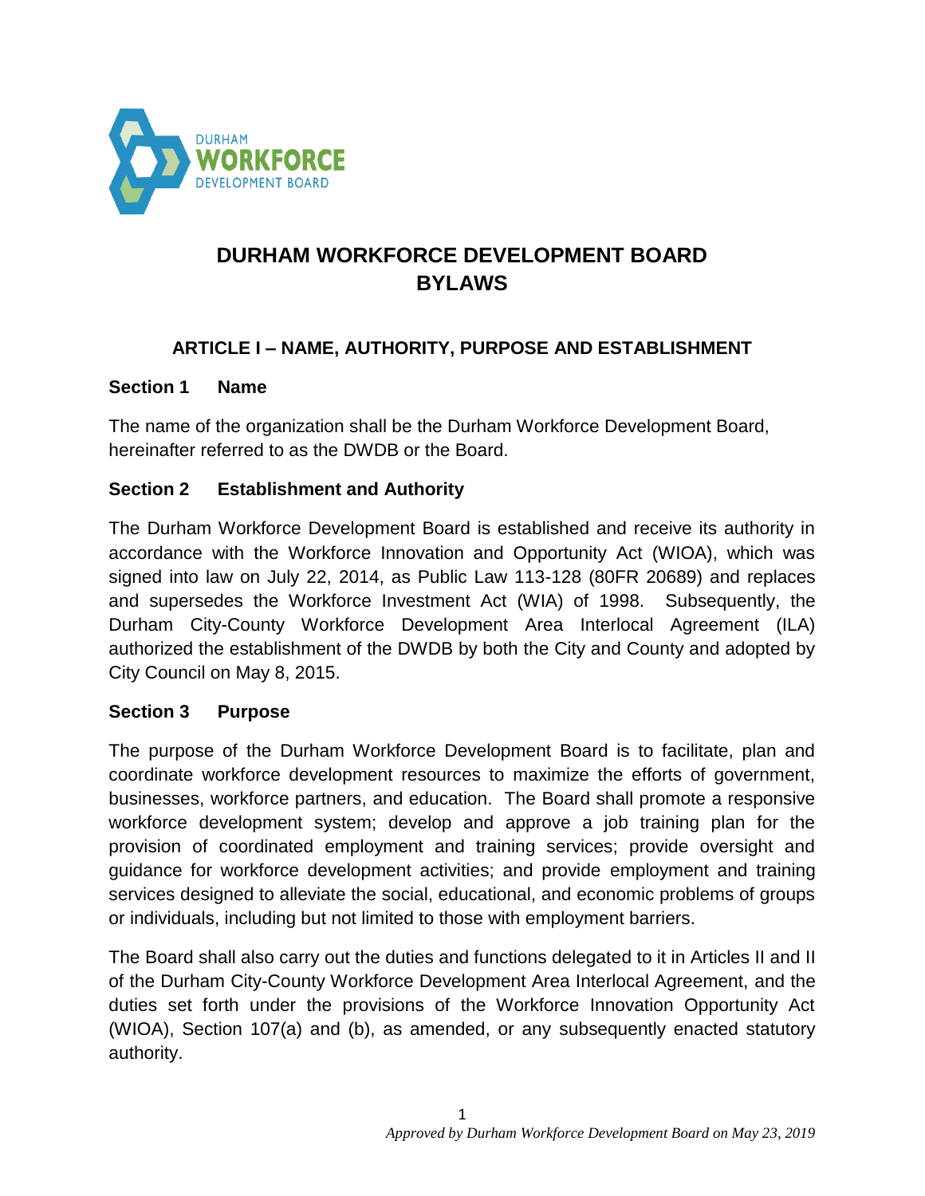# DURHAM WORKFORCE DEVELOPMENT BOARD BYLAWS

## ARTICLE I – NAME, AUTHORITY, PURPOSE AND ESTABLISHMENT

### Section 1 Name

The name of the organization shall be the Durham Workforce Development Board, hereinafter referred to as the DWDB or the Board.

### Section 2 Establishment and Authority

The Durham Workforce Development Board is established and receive its authority in accordance with the Workforce Innovation and Opportunity Act (WIOA), which was signed into law on July 22, 2014, as Public Law 113-128 (80FR 20689) and replaces and supersedes the Workforce Investment Act (WIA) of 1998. Subsequently, the Durham City-County Workforce Development Area Interlocal Agreement (ILA) authorized the establishment of the DWDB by both the City and County and adopted by City Council on May 8, 2015.

### Section 3 Purpose

The purpose of the Durham Workforce Development Board is to facilitate, plan and coordinate workforce development resources to maximize the efforts of government, businesses, workforce partners, and education. The Board shall promote a responsive workforce development system; develop and approve a job training plan for the provision of coordinated employment and training services; provide oversight and guidance for workforce development activities; and provide employment and training services designed to alleviate the social, educational, and economic problems of groups or individuals, including but not limited to those with employment barriers.

The Board shall also carry out the duties and functions delegated to it in Articles II and II of the Durham City-County Workforce Development Area Interlocal Agreement, and the duties set forth under the provisions of the Workforce Innovation Opportunity Act (WIOA), Section 107(a) and (b), as amended, or any subsequently enacted statutory authority.

*Approved by Durham Workforce Development Board on May 23, 2019*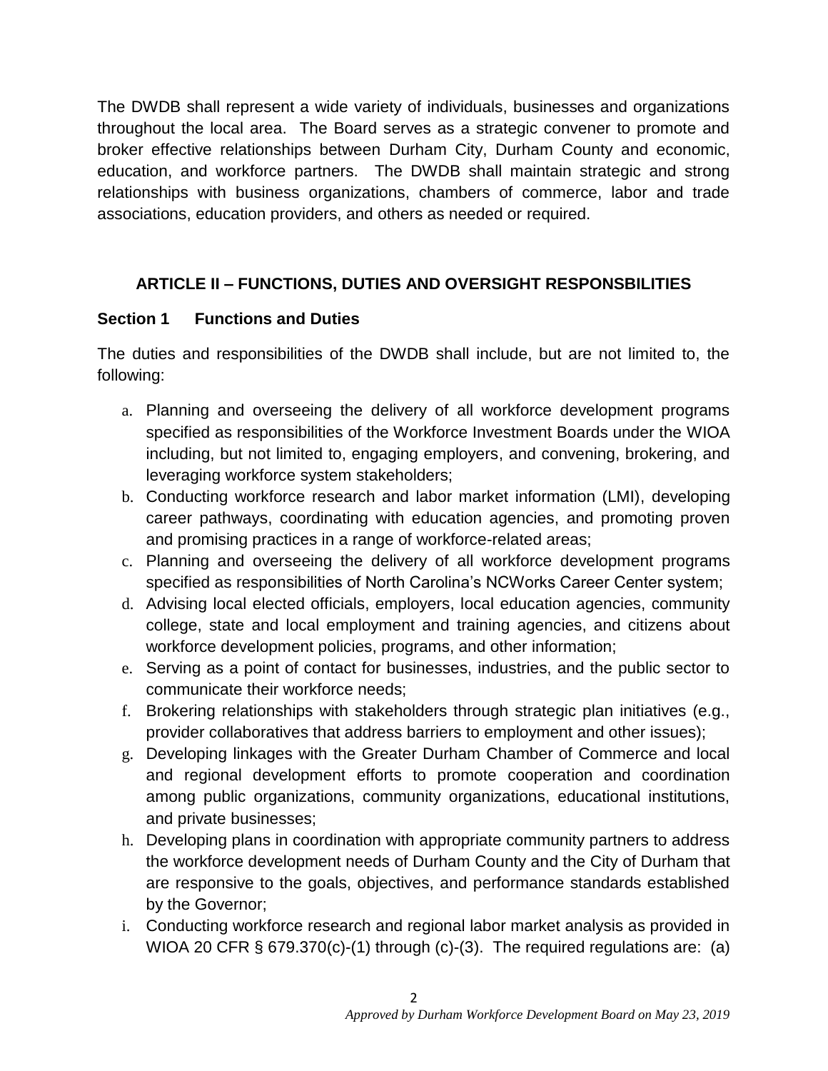The DWDB shall represent a wide variety of individuals, businesses and organizations throughout the local area. The Board serves as a strategic convener to promote and broker effective relationships between Durham City, Durham County and economic, education, and workforce partners. The DWDB shall maintain strategic and strong relationships with business organizations, chambers of commerce, labor and trade associations, education providers, and others as needed or required.

## ARTICLE II – FUNCTIONS, DUTIES AND OVERSIGHT RESPONSBILITIES

### Section 1 Functions and Duties

The duties and responsibilities of the DWDB shall include, but are not limited to, the following:

a. Planning and overseeing the delivery of all workforce development programs specified as responsibilities of the Workforce Investment Boards under the WIOA including, but not limited to, engaging employers, and convening, brokering, and leveraging workforce system stakeholders;
b. Conducting workforce research and labor market information (LMI), developing career pathways, coordinating with education agencies, and promoting proven and promising practices in a range of workforce-related areas;
c. Planning and overseeing the delivery of all workforce development programs specified as responsibilities of North Carolina's NCWorks Career Center system;
d. Advising local elected officials, employers, local education agencies, community college, state and local employment and training agencies, and citizens about workforce development policies, programs, and other information;
e. Serving as a point of contact for businesses, industries, and the public sector to communicate their workforce needs;
f. Brokering relationships with stakeholders through strategic plan initiatives (e.g., provider collaboratives that address barriers to employment and other issues);
g. Developing linkages with the Greater Durham Chamber of Commerce and local and regional development efforts to promote cooperation and coordination among public organizations, community organizations, educational institutions, and private businesses;
h. Developing plans in coordination with appropriate community partners to address the workforce development needs of Durham County and the City of Durham that are responsive to the goals, objectives, and performance standards established by the Governor;
i. Conducting workforce research and regional labor market analysis as provided in WIOA 20 CFR § 679.370(c)-(1) through (c)-(3). The required regulations are: (a)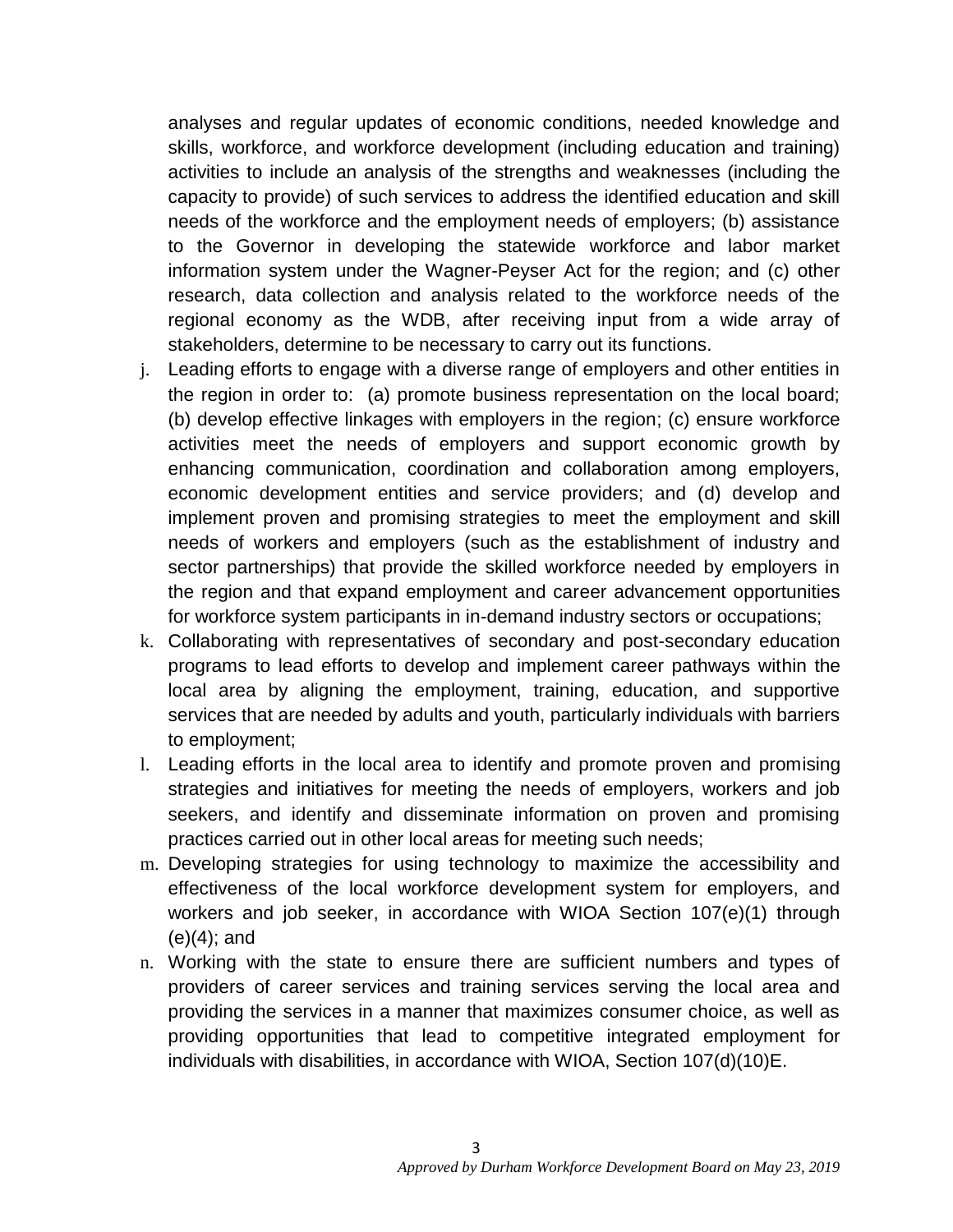analyses and regular updates of economic conditions, needed knowledge and skills, workforce, and workforce development (including education and training) activities to include an analysis of the strengths and weaknesses (including the capacity to provide) of such services to address the identified education and skill needs of the workforce and the employment needs of employers; (b) assistance to the Governor in developing the statewide workforce and labor market information system under the Wagner-Peyser Act for the region; and (c) other research, data collection and analysis related to the workforce needs of the regional economy as the WDB, after receiving input from a wide array of stakeholders, determine to be necessary to carry out its functions.

j. Leading efforts to engage with a diverse range of employers and other entities in the region in order to: (a) promote business representation on the local board; (b) develop effective linkages with employers in the region; (c) ensure workforce activities meet the needs of employers and support economic growth by enhancing communication, coordination and collaboration among employers, economic development entities and service providers; and (d) develop and implement proven and promising strategies to meet the employment and skill needs of workers and employers (such as the establishment of industry and sector partnerships) that provide the skilled workforce needed by employers in the region and that expand employment and career advancement opportunities for workforce system participants in in-demand industry sectors or occupations;
k. Collaborating with representatives of secondary and post-secondary education programs to lead efforts to develop and implement career pathways within the local area by aligning the employment, training, education, and supportive services that are needed by adults and youth, particularly individuals with barriers to employment;
l. Leading efforts in the local area to identify and promote proven and promising strategies and initiatives for meeting the needs of employers, workers and job seekers, and identify and disseminate information on proven and promising practices carried out in other local areas for meeting such needs;
m. Developing strategies for using technology to maximize the accessibility and effectiveness of the local workforce development system for employers, and workers and job seeker, in accordance with WIOA Section 107(e)(1) through (e)(4); and
n. Working with the state to ensure there are sufficient numbers and types of providers of career services and training services serving the local area and providing the services in a manner that maximizes consumer choice, as well as providing opportunities that lead to competitive integrated employment for individuals with disabilities, in accordance with WIOA, Section 107(d)(10)E.

*Approved by Durham Workforce Development Board on May 23, 2019*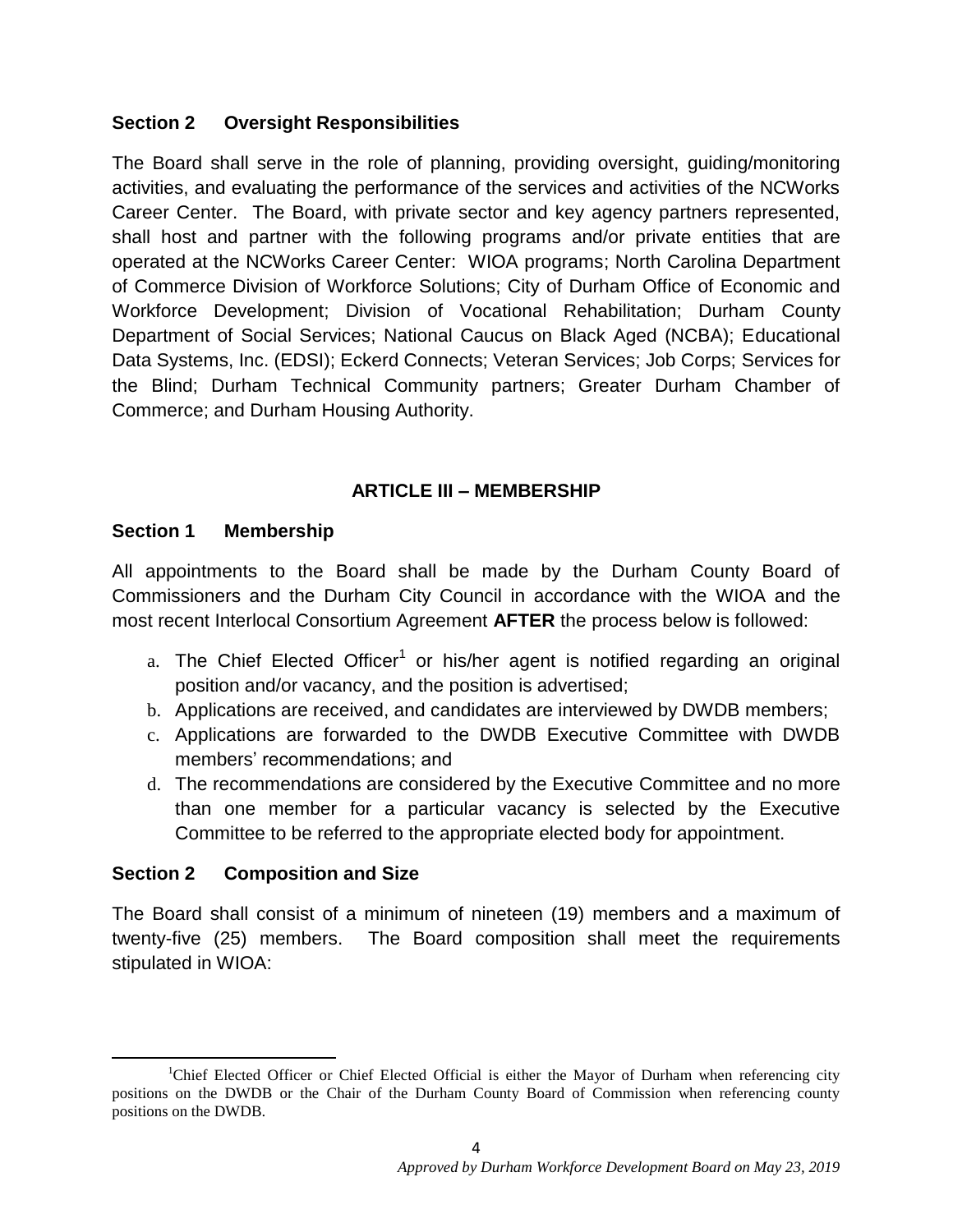### Section 2 Oversight Responsibilities

The Board shall serve in the role of planning, providing oversight, guiding/monitoring activities, and evaluating the performance of the services and activities of the NCWorks Career Center. The Board, with private sector and key agency partners represented, shall host and partner with the following programs and/or private entities that are operated at the NCWorks Career Center: WIOA programs; North Carolina Department of Commerce Division of Workforce Solutions; City of Durham Office of Economic and Workforce Development; Division of Vocational Rehabilitation; Durham County Department of Social Services; National Caucus on Black Aged (NCBA); Educational Data Systems, Inc. (EDSI); Eckerd Connects; Veteran Services; Job Corps; Services for the Blind; Durham Technical Community partners; Greater Durham Chamber of Commerce; and Durham Housing Authority.

## ARTICLE III – MEMBERSHIP

### Section 1 Membership

All appointments to the Board shall be made by the Durham County Board of Commissioners and the Durham City Council in accordance with the WIOA and the most recent Interlocal Consortium Agreement **AFTER** the process below is followed:

a. The Chief Elected Officer[1] or his/her agent is notified regarding an original position and/or vacancy, and the position is advertised;
b. Applications are received, and candidates are interviewed by DWDB members;
c. Applications are forwarded to the DWDB Executive Committee with DWDB members' recommendations; and
d. The recommendations are considered by the Executive Committee and no more than one member for a particular vacancy is selected by the Executive Committee to be referred to the appropriate elected body for appointment.

### Section 2 Composition and Size

The Board shall consist of a minimum of nineteen (19) members and a maximum of twenty-five (25) members. The Board composition shall meet the requirements stipulated in WIOA:

---

[1] Chief Elected Officer or Chief Elected Official is either the Mayor of Durham when referencing city positions on the DWDB or the Chair of the Durham County Board of Commission when referencing county positions on the DWDB.

*Approved by Durham Workforce Development Board on May 23, 2019*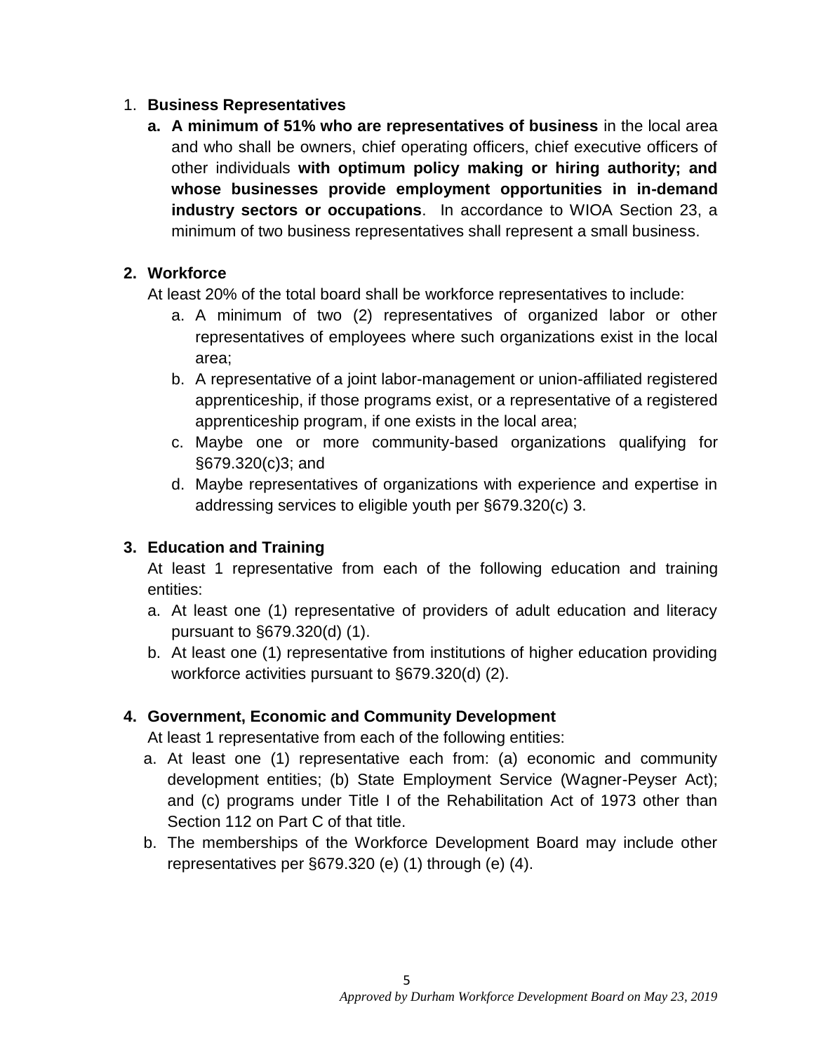1. **Business Representatives**
    a. **A minimum of 51% who are representatives of business** in the local area and who shall be owners, chief operating officers, chief executive officers of other individuals **with optimum policy making or hiring authority; and whose businesses provide employment opportunities in in-demand industry sectors or occupations**. In accordance to WIOA Section 23, a minimum of two business representatives shall represent a small business.

2. **Workforce**

   At least 20% of the total board shall be workforce representatives to include:

    a. A minimum of two (2) representatives of organized labor or other representatives of employees where such organizations exist in the local area;
    b. A representative of a joint labor-management or union-affiliated registered apprenticeship, if those programs exist, or a representative of a registered apprenticeship program, if one exists in the local area;
    c. Maybe one or more community-based organizations qualifying for §679.320(c)3; and
    d. Maybe representatives of organizations with experience and expertise in addressing services to eligible youth per §679.320(c) 3.

3. **Education and Training**

   At least 1 representative from each of the following education and training entities:

    a. At least one (1) representative of providers of adult education and literacy pursuant to §679.320(d) (1).
    b. At least one (1) representative from institutions of higher education providing workforce activities pursuant to §679.320(d) (2).

4. **Government, Economic and Community Development**

   At least 1 representative from each of the following entities:

    a. At least one (1) representative each from: (a) economic and community development entities; (b) State Employment Service (Wagner-Peyser Act); and (c) programs under Title I of the Rehabilitation Act of 1973 other than Section 112 on Part C of that title.
    b. The memberships of the Workforce Development Board may include other representatives per §679.320 (e) (1) through (e) (4).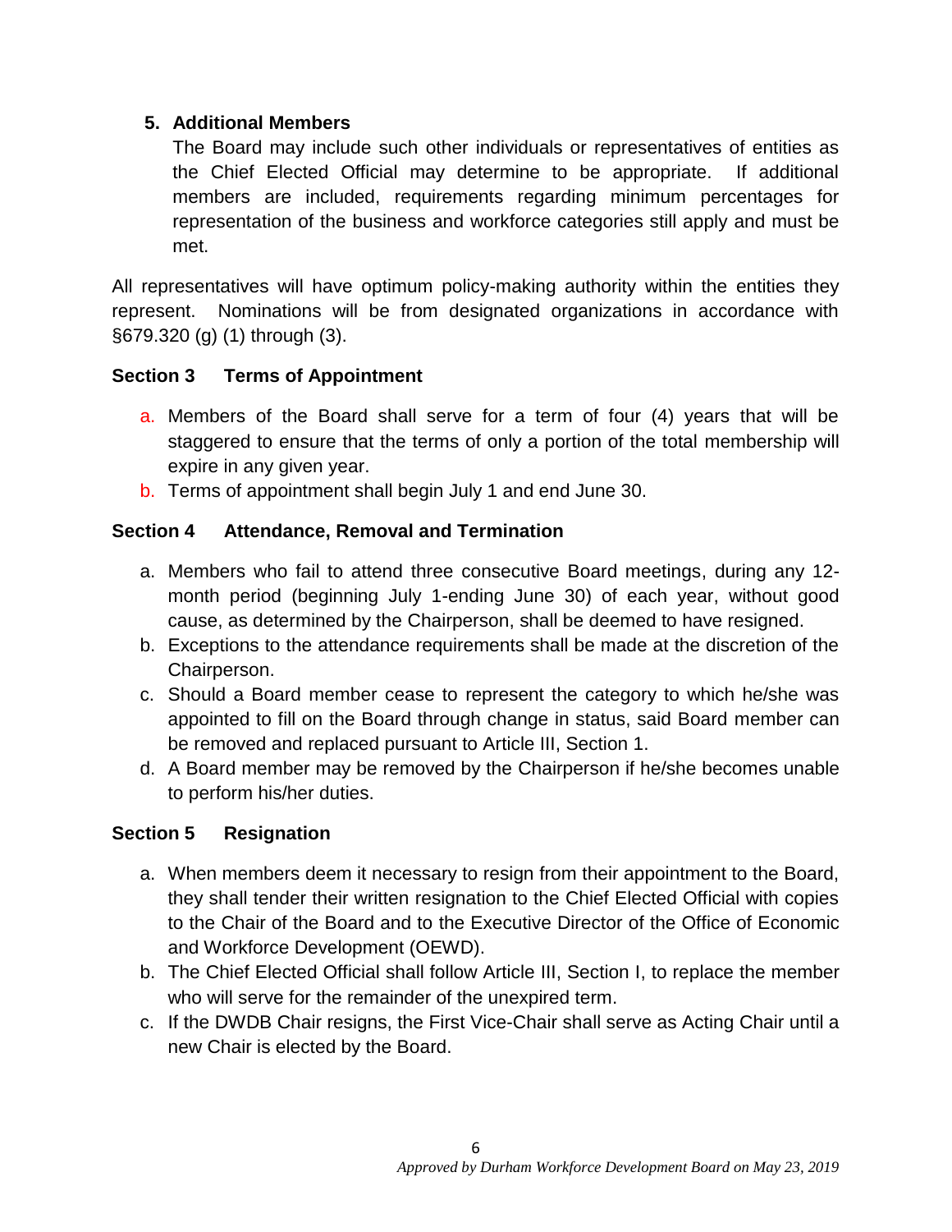5. **Additional Members**

   The Board may include such other individuals or representatives of entities as the Chief Elected Official may determine to be appropriate. If additional members are included, requirements regarding minimum percentages for representation of the business and workforce categories still apply and must be met.

All representatives will have optimum policy-making authority within the entities they represent. Nominations will be from designated organizations in accordance with §679.320 (g) (1) through (3).

### Section 3 Terms of Appointment

a. Members of the Board shall serve for a term of four (4) years that will be staggered to ensure that the terms of only a portion of the total membership will expire in any given year.
b. Terms of appointment shall begin July 1 and end June 30.

### Section 4 Attendance, Removal and Termination

a. Members who fail to attend three consecutive Board meetings, during any 12-month period (beginning July 1-ending June 30) of each year, without good cause, as determined by the Chairperson, shall be deemed to have resigned.
b. Exceptions to the attendance requirements shall be made at the discretion of the Chairperson.
c. Should a Board member cease to represent the category to which he/she was appointed to fill on the Board through change in status, said Board member can be removed and replaced pursuant to Article III, Section 1.
d. A Board member may be removed by the Chairperson if he/she becomes unable to perform his/her duties.

### Section 5 Resignation

a. When members deem it necessary to resign from their appointment to the Board, they shall tender their written resignation to the Chief Elected Official with copies to the Chair of the Board and to the Executive Director of the Office of Economic and Workforce Development (OEWD).
b. The Chief Elected Official shall follow Article III, Section I, to replace the member who will serve for the remainder of the unexpired term.
c. If the DWDB Chair resigns, the First Vice-Chair shall serve as Acting Chair until a new Chair is elected by the Board.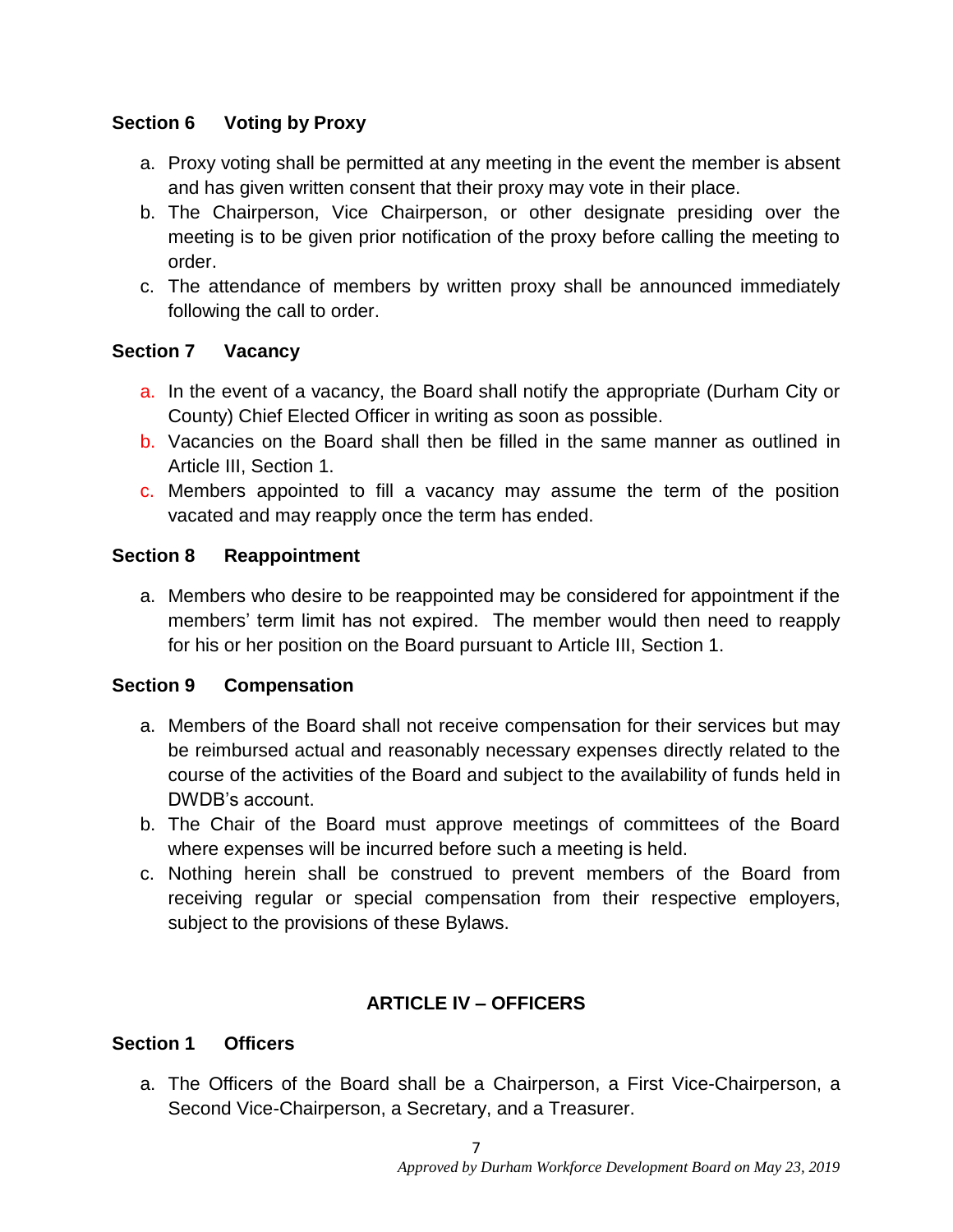### Section 6 Voting by Proxy

a. Proxy voting shall be permitted at any meeting in the event the member is absent and has given written consent that their proxy may vote in their place.
b. The Chairperson, Vice Chairperson, or other designate presiding over the meeting is to be given prior notification of the proxy before calling the meeting to order.
c. The attendance of members by written proxy shall be announced immediately following the call to order.

### Section 7 Vacancy

a. In the event of a vacancy, the Board shall notify the appropriate (Durham City or County) Chief Elected Officer in writing as soon as possible.
b. Vacancies on the Board shall then be filled in the same manner as outlined in Article III, Section 1.
c. Members appointed to fill a vacancy may assume the term of the position vacated and may reapply once the term has ended.

### Section 8 Reappointment

a. Members who desire to be reappointed may be considered for appointment if the members' term limit has not expired. The member would then need to reapply for his or her position on the Board pursuant to Article III, Section 1.

### Section 9 Compensation

a. Members of the Board shall not receive compensation for their services but may be reimbursed actual and reasonably necessary expenses directly related to the course of the activities of the Board and subject to the availability of funds held in DWDB's account.
b. The Chair of the Board must approve meetings of committees of the Board where expenses will be incurred before such a meeting is held.
c. Nothing herein shall be construed to prevent members of the Board from receiving regular or special compensation from their respective employers, subject to the provisions of these Bylaws.

## ARTICLE IV – OFFICERS

### Section 1 Officers

a. The Officers of the Board shall be a Chairperson, a First Vice-Chairperson, a Second Vice-Chairperson, a Secretary, and a Treasurer.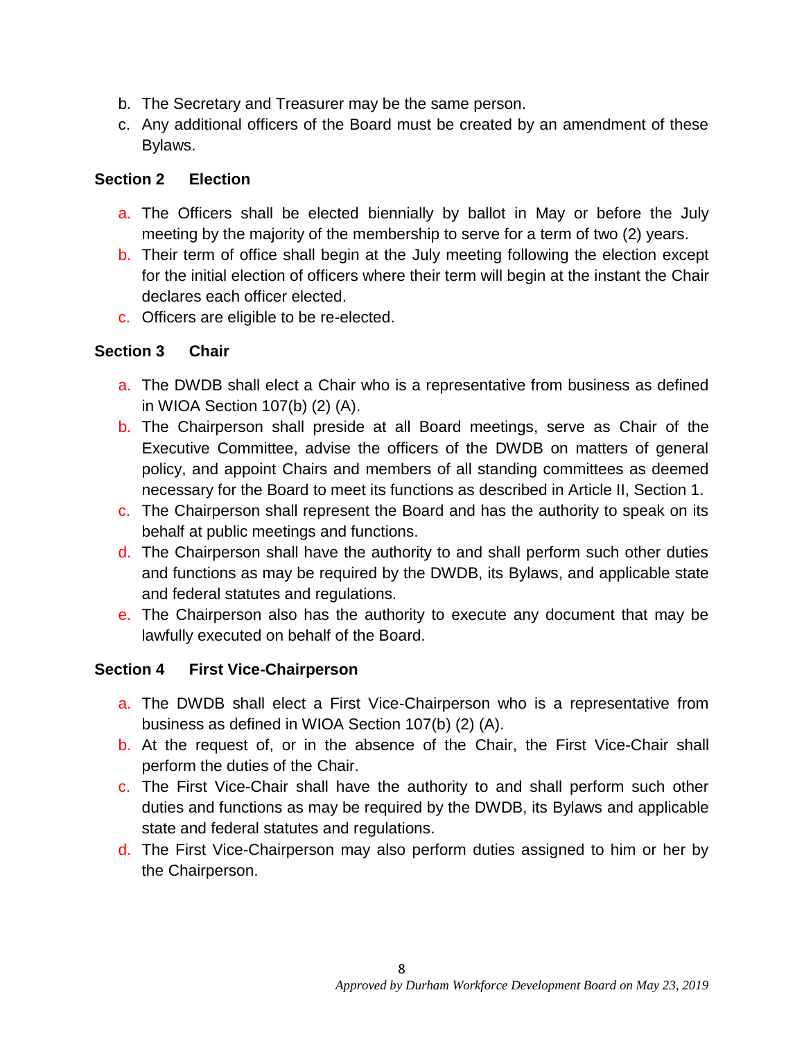b. The Secretary and Treasurer may be the same person.
c. Any additional officers of the Board must be created by an amendment of these Bylaws.

### Section 2 Election

a. The Officers shall be elected biennially by ballot in May or before the July meeting by the majority of the membership to serve for a term of two (2) years.
b. Their term of office shall begin at the July meeting following the election except for the initial election of officers where their term will begin at the instant the Chair declares each officer elected.
c. Officers are eligible to be re-elected.

### Section 3 Chair

a. The DWDB shall elect a Chair who is a representative from business as defined in WIOA Section 107(b) (2) (A).
b. The Chairperson shall preside at all Board meetings, serve as Chair of the Executive Committee, advise the officers of the DWDB on matters of general policy, and appoint Chairs and members of all standing committees as deemed necessary for the Board to meet its functions as described in Article II, Section 1.
c. The Chairperson shall represent the Board and has the authority to speak on its behalf at public meetings and functions.
d. The Chairperson shall have the authority to and shall perform such other duties and functions as may be required by the DWDB, its Bylaws, and applicable state and federal statutes and regulations.
e. The Chairperson also has the authority to execute any document that may be lawfully executed on behalf of the Board.

### Section 4 First Vice-Chairperson

a. The DWDB shall elect a First Vice-Chairperson who is a representative from business as defined in WIOA Section 107(b) (2) (A).
b. At the request of, or in the absence of the Chair, the First Vice-Chair shall perform the duties of the Chair.
c. The First Vice-Chair shall have the authority to and shall perform such other duties and functions as may be required by the DWDB, its Bylaws and applicable state and federal statutes and regulations.
d. The First Vice-Chairperson may also perform duties assigned to him or her by the Chairperson.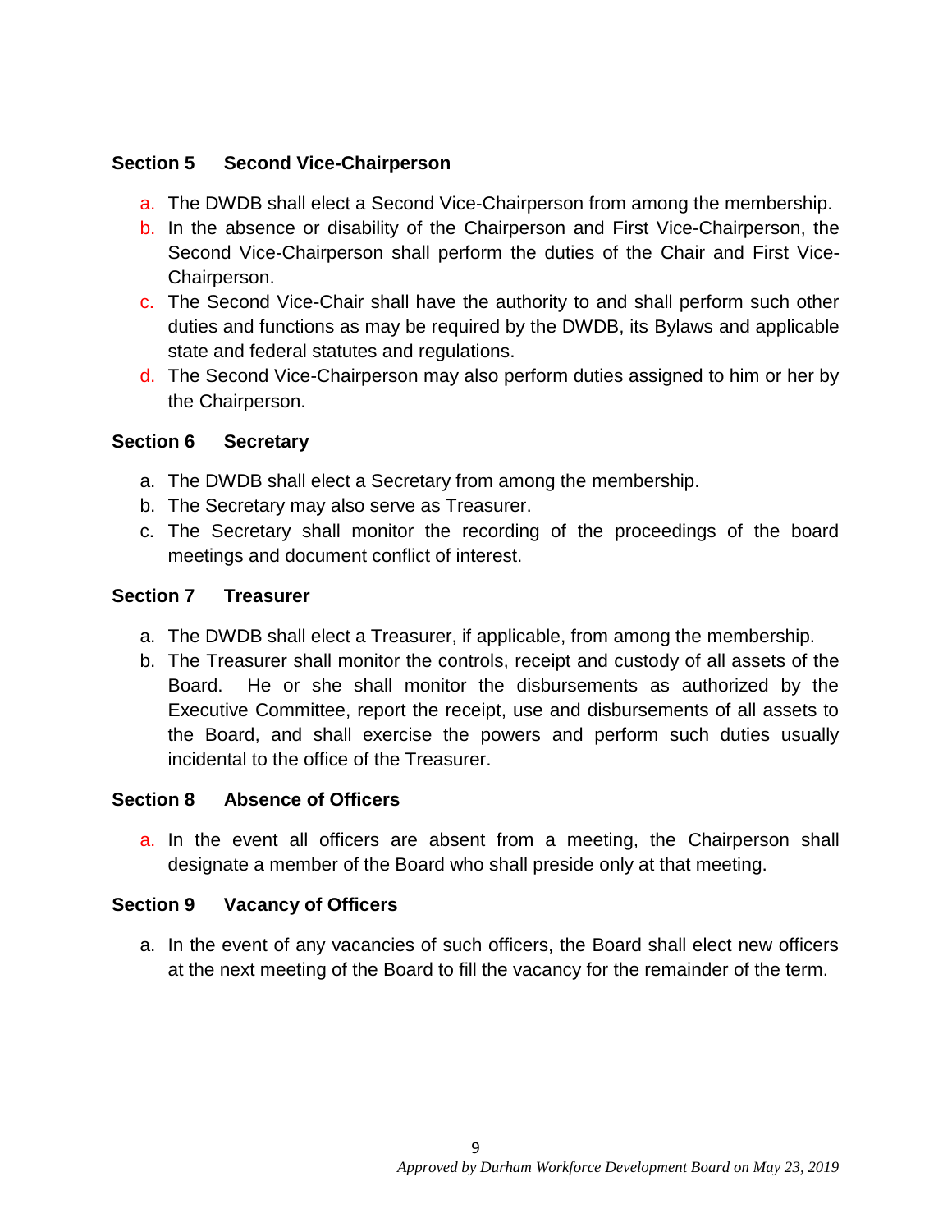### Section 5 Second Vice-Chairperson

a. The DWDB shall elect a Second Vice-Chairperson from among the membership.
b. In the absence or disability of the Chairperson and First Vice-Chairperson, the Second Vice-Chairperson shall perform the duties of the Chair and First Vice-Chairperson.
c. The Second Vice-Chair shall have the authority to and shall perform such other duties and functions as may be required by the DWDB, its Bylaws and applicable state and federal statutes and regulations.
d. The Second Vice-Chairperson may also perform duties assigned to him or her by the Chairperson.

### Section 6 Secretary

a. The DWDB shall elect a Secretary from among the membership.
b. The Secretary may also serve as Treasurer.
c. The Secretary shall monitor the recording of the proceedings of the board meetings and document conflict of interest.

### Section 7 Treasurer

a. The DWDB shall elect a Treasurer, if applicable, from among the membership.
b. The Treasurer shall monitor the controls, receipt and custody of all assets of the Board. He or she shall monitor the disbursements as authorized by the Executive Committee, report the receipt, use and disbursements of all assets to the Board, and shall exercise the powers and perform such duties usually incidental to the office of the Treasurer.

### Section 8 Absence of Officers

a. In the event all officers are absent from a meeting, the Chairperson shall designate a member of the Board who shall preside only at that meeting.

### Section 9 Vacancy of Officers

a. In the event of any vacancies of such officers, the Board shall elect new officers at the next meeting of the Board to fill the vacancy for the remainder of the term.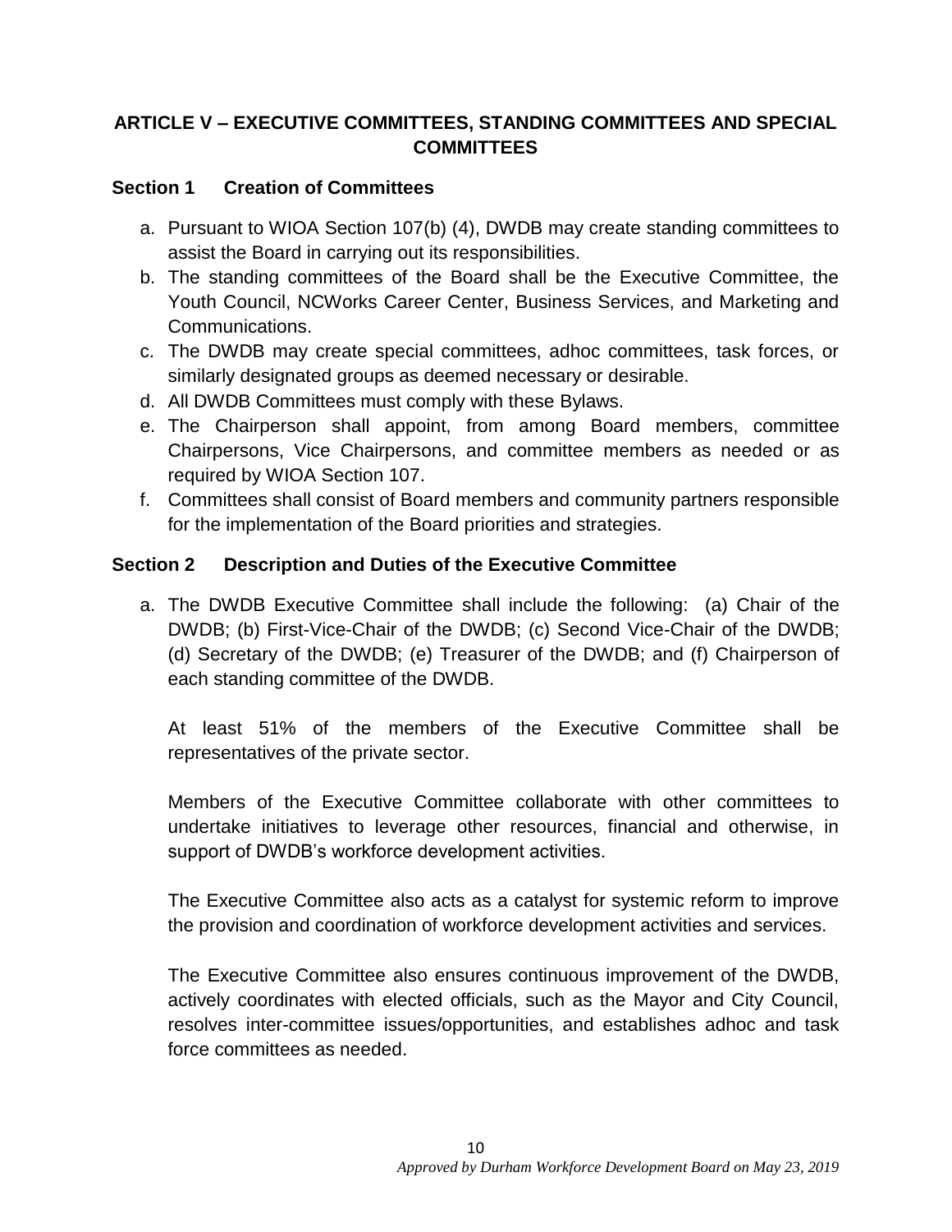## ARTICLE V – EXECUTIVE COMMITTEES, STANDING COMMITTEES AND SPECIAL COMMITTEES

### Section 1 Creation of Committees

a. Pursuant to WIOA Section 107(b) (4), DWDB may create standing committees to assist the Board in carrying out its responsibilities.
b. The standing committees of the Board shall be the Executive Committee, the Youth Council, NCWorks Career Center, Business Services, and Marketing and Communications.
c. The DWDB may create special committees, adhoc committees, task forces, or similarly designated groups as deemed necessary or desirable.
d. All DWDB Committees must comply with these Bylaws.
e. The Chairperson shall appoint, from among Board members, committee Chairpersons, Vice Chairpersons, and committee members as needed or as required by WIOA Section 107.
f. Committees shall consist of Board members and community partners responsible for the implementation of the Board priorities and strategies.

### Section 2 Description and Duties of the Executive Committee

a. The DWDB Executive Committee shall include the following: (a) Chair of the DWDB; (b) First-Vice-Chair of the DWDB; (c) Second Vice-Chair of the DWDB; (d) Secretary of the DWDB; (e) Treasurer of the DWDB; and (f) Chairperson of each standing committee of the DWDB.

   At least 51% of the members of the Executive Committee shall be representatives of the private sector.

   Members of the Executive Committee collaborate with other committees to undertake initiatives to leverage other resources, financial and otherwise, in support of DWDB's workforce development activities.

   The Executive Committee also acts as a catalyst for systemic reform to improve the provision and coordination of workforce development activities and services.

   The Executive Committee also ensures continuous improvement of the DWDB, actively coordinates with elected officials, such as the Mayor and City Council, resolves inter-committee issues/opportunities, and establishes adhoc and task force committees as needed.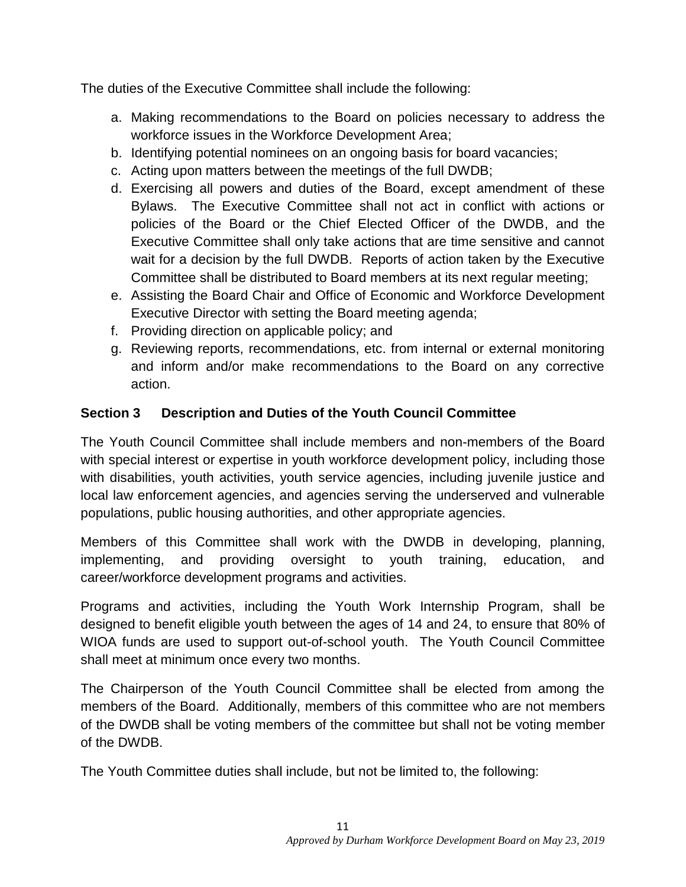The duties of the Executive Committee shall include the following:

a. Making recommendations to the Board on policies necessary to address the workforce issues in the Workforce Development Area;
b. Identifying potential nominees on an ongoing basis for board vacancies;
c. Acting upon matters between the meetings of the full DWDB;
d. Exercising all powers and duties of the Board, except amendment of these Bylaws. The Executive Committee shall not act in conflict with actions or policies of the Board or the Chief Elected Officer of the DWDB, and the Executive Committee shall only take actions that are time sensitive and cannot wait for a decision by the full DWDB. Reports of action taken by the Executive Committee shall be distributed to Board members at its next regular meeting;
e. Assisting the Board Chair and Office of Economic and Workforce Development Executive Director with setting the Board meeting agenda;
f. Providing direction on applicable policy; and
g. Reviewing reports, recommendations, etc. from internal or external monitoring and inform and/or make recommendations to the Board on any corrective action.

**Section 3 Description and Duties of the Youth Council Committee**

The Youth Council Committee shall include members and non-members of the Board with special interest or expertise in youth workforce development policy, including those with disabilities, youth activities, youth service agencies, including juvenile justice and local law enforcement agencies, and agencies serving the underserved and vulnerable populations, public housing authorities, and other appropriate agencies.

Members of this Committee shall work with the DWDB in developing, planning, implementing, and providing oversight to youth training, education, and career/workforce development programs and activities.

Programs and activities, including the Youth Work Internship Program, shall be designed to benefit eligible youth between the ages of 14 and 24, to ensure that 80% of WIOA funds are used to support out-of-school youth. The Youth Council Committee shall meet at minimum once every two months.

The Chairperson of the Youth Council Committee shall be elected from among the members of the Board. Additionally, members of this committee who are not members of the DWDB shall be voting members of the committee but shall not be voting member of the DWDB.

The Youth Committee duties shall include, but not be limited to, the following: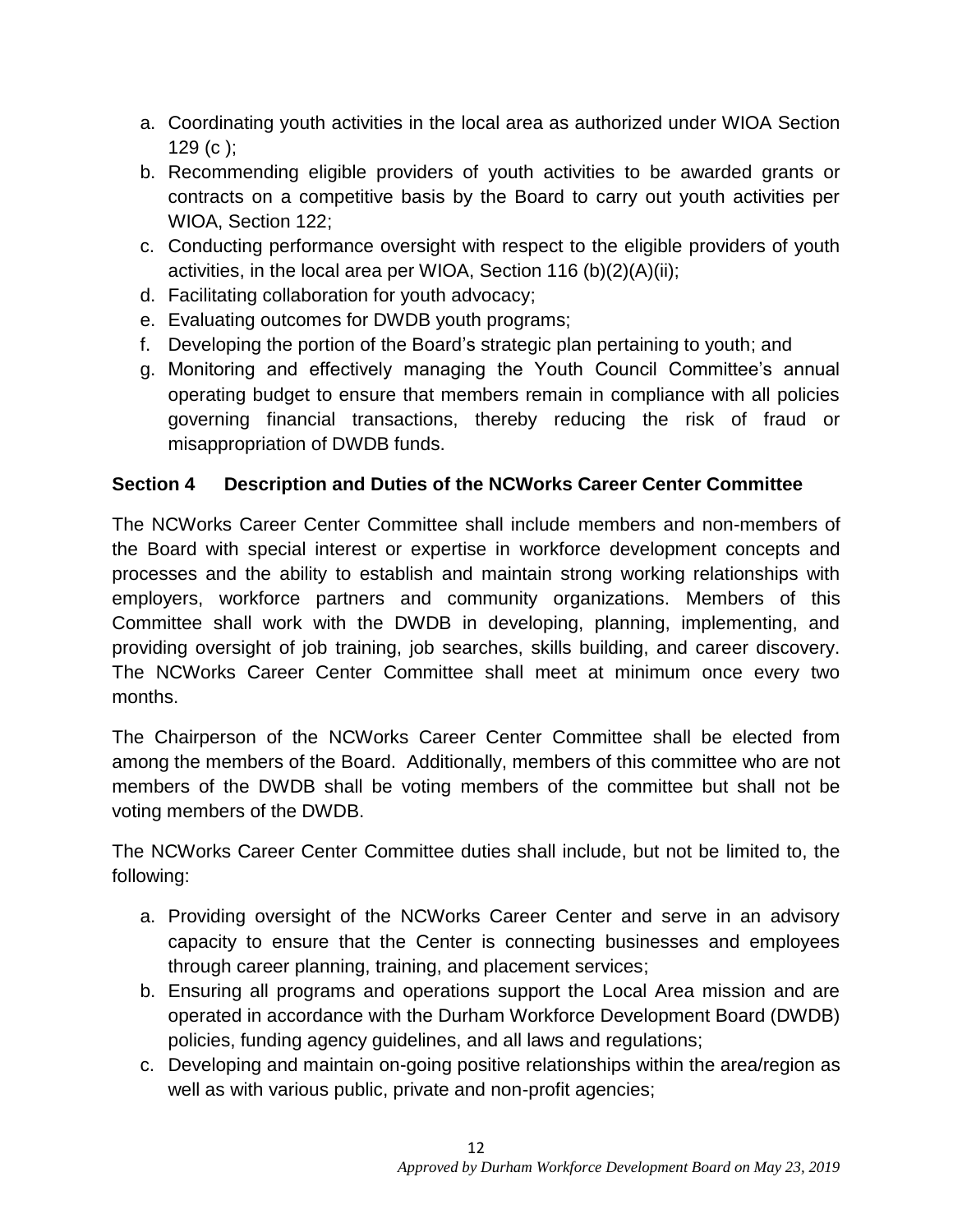a. Coordinating youth activities in the local area as authorized under WIOA Section 129 (c );
b. Recommending eligible providers of youth activities to be awarded grants or contracts on a competitive basis by the Board to carry out youth activities per WIOA, Section 122;
c. Conducting performance oversight with respect to the eligible providers of youth activities, in the local area per WIOA, Section 116 (b)(2)(A)(ii);
d. Facilitating collaboration for youth advocacy;
e. Evaluating outcomes for DWDB youth programs;
f. Developing the portion of the Board's strategic plan pertaining to youth; and
g. Monitoring and effectively managing the Youth Council Committee's annual operating budget to ensure that members remain in compliance with all policies governing financial transactions, thereby reducing the risk of fraud or misappropriation of DWDB funds.

### Section 4 Description and Duties of the NCWorks Career Center Committee

The NCWorks Career Center Committee shall include members and non-members of the Board with special interest or expertise in workforce development concepts and processes and the ability to establish and maintain strong working relationships with employers, workforce partners and community organizations. Members of this Committee shall work with the DWDB in developing, planning, implementing, and providing oversight of job training, job searches, skills building, and career discovery. The NCWorks Career Center Committee shall meet at minimum once every two months.

The Chairperson of the NCWorks Career Center Committee shall be elected from among the members of the Board. Additionally, members of this committee who are not members of the DWDB shall be voting members of the committee but shall not be voting members of the DWDB.

The NCWorks Career Center Committee duties shall include, but not be limited to, the following:

a. Providing oversight of the NCWorks Career Center and serve in an advisory capacity to ensure that the Center is connecting businesses and employees through career planning, training, and placement services;
b. Ensuring all programs and operations support the Local Area mission and are operated in accordance with the Durham Workforce Development Board (DWDB) policies, funding agency guidelines, and all laws and regulations;
c. Developing and maintain on-going positive relationships within the area/region as well as with various public, private and non-profit agencies;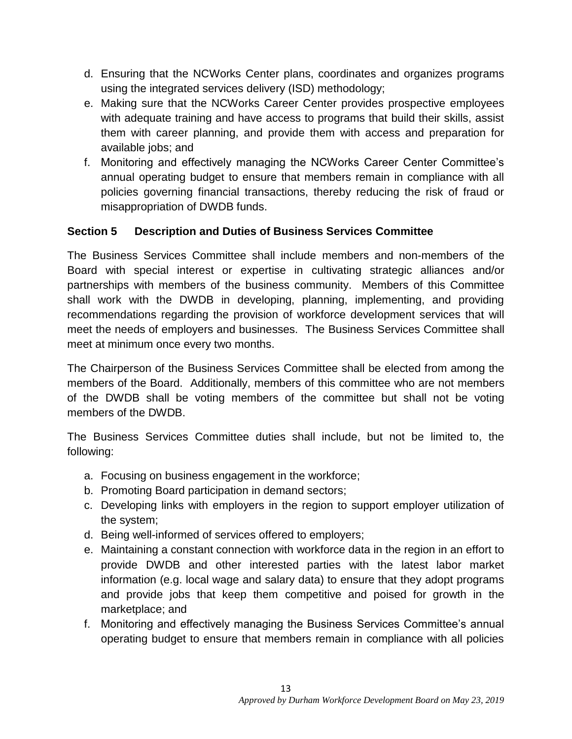d. Ensuring that the NCWorks Center plans, coordinates and organizes programs using the integrated services delivery (ISD) methodology;
e. Making sure that the NCWorks Career Center provides prospective employees with adequate training and have access to programs that build their skills, assist them with career planning, and provide them with access and preparation for available jobs; and
f. Monitoring and effectively managing the NCWorks Career Center Committee's annual operating budget to ensure that members remain in compliance with all policies governing financial transactions, thereby reducing the risk of fraud or misappropriation of DWDB funds.

### Section 5 Description and Duties of Business Services Committee

The Business Services Committee shall include members and non-members of the Board with special interest or expertise in cultivating strategic alliances and/or partnerships with members of the business community. Members of this Committee shall work with the DWDB in developing, planning, implementing, and providing recommendations regarding the provision of workforce development services that will meet the needs of employers and businesses. The Business Services Committee shall meet at minimum once every two months.

The Chairperson of the Business Services Committee shall be elected from among the members of the Board. Additionally, members of this committee who are not members of the DWDB shall be voting members of the committee but shall not be voting members of the DWDB.

The Business Services Committee duties shall include, but not be limited to, the following:

a. Focusing on business engagement in the workforce;
b. Promoting Board participation in demand sectors;
c. Developing links with employers in the region to support employer utilization of the system;
d. Being well-informed of services offered to employers;
e. Maintaining a constant connection with workforce data in the region in an effort to provide DWDB and other interested parties with the latest labor market information (e.g. local wage and salary data) to ensure that they adopt programs and provide jobs that keep them competitive and poised for growth in the marketplace; and
f. Monitoring and effectively managing the Business Services Committee's annual operating budget to ensure that members remain in compliance with all policies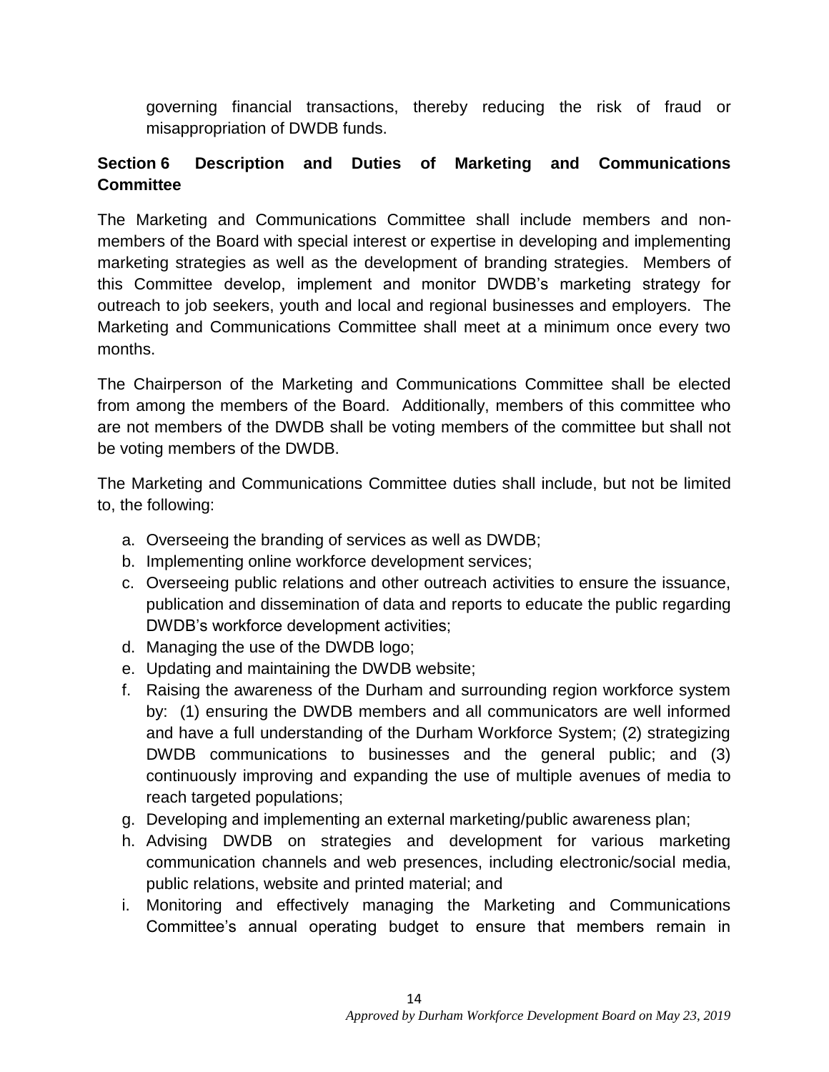governing financial transactions, thereby reducing the risk of fraud or misappropriation of DWDB funds.

## Section 6 Description and Duties of Marketing and Communications Committee

The Marketing and Communications Committee shall include members and non-members of the Board with special interest or expertise in developing and implementing marketing strategies as well as the development of branding strategies. Members of this Committee develop, implement and monitor DWDB's marketing strategy for outreach to job seekers, youth and local and regional businesses and employers. The Marketing and Communications Committee shall meet at a minimum once every two months.

The Chairperson of the Marketing and Communications Committee shall be elected from among the members of the Board. Additionally, members of this committee who are not members of the DWDB shall be voting members of the committee but shall not be voting members of the DWDB.

The Marketing and Communications Committee duties shall include, but not be limited to, the following:

a. Overseeing the branding of services as well as DWDB;
b. Implementing online workforce development services;
c. Overseeing public relations and other outreach activities to ensure the issuance, publication and dissemination of data and reports to educate the public regarding DWDB's workforce development activities;
d. Managing the use of the DWDB logo;
e. Updating and maintaining the DWDB website;
f. Raising the awareness of the Durham and surrounding region workforce system by: (1) ensuring the DWDB members and all communicators are well informed and have a full understanding of the Durham Workforce System; (2) strategizing DWDB communications to businesses and the general public; and (3) continuously improving and expanding the use of multiple avenues of media to reach targeted populations;
g. Developing and implementing an external marketing/public awareness plan;
h. Advising DWDB on strategies and development for various marketing communication channels and web presences, including electronic/social media, public relations, website and printed material; and
i. Monitoring and effectively managing the Marketing and Communications Committee's annual operating budget to ensure that members remain in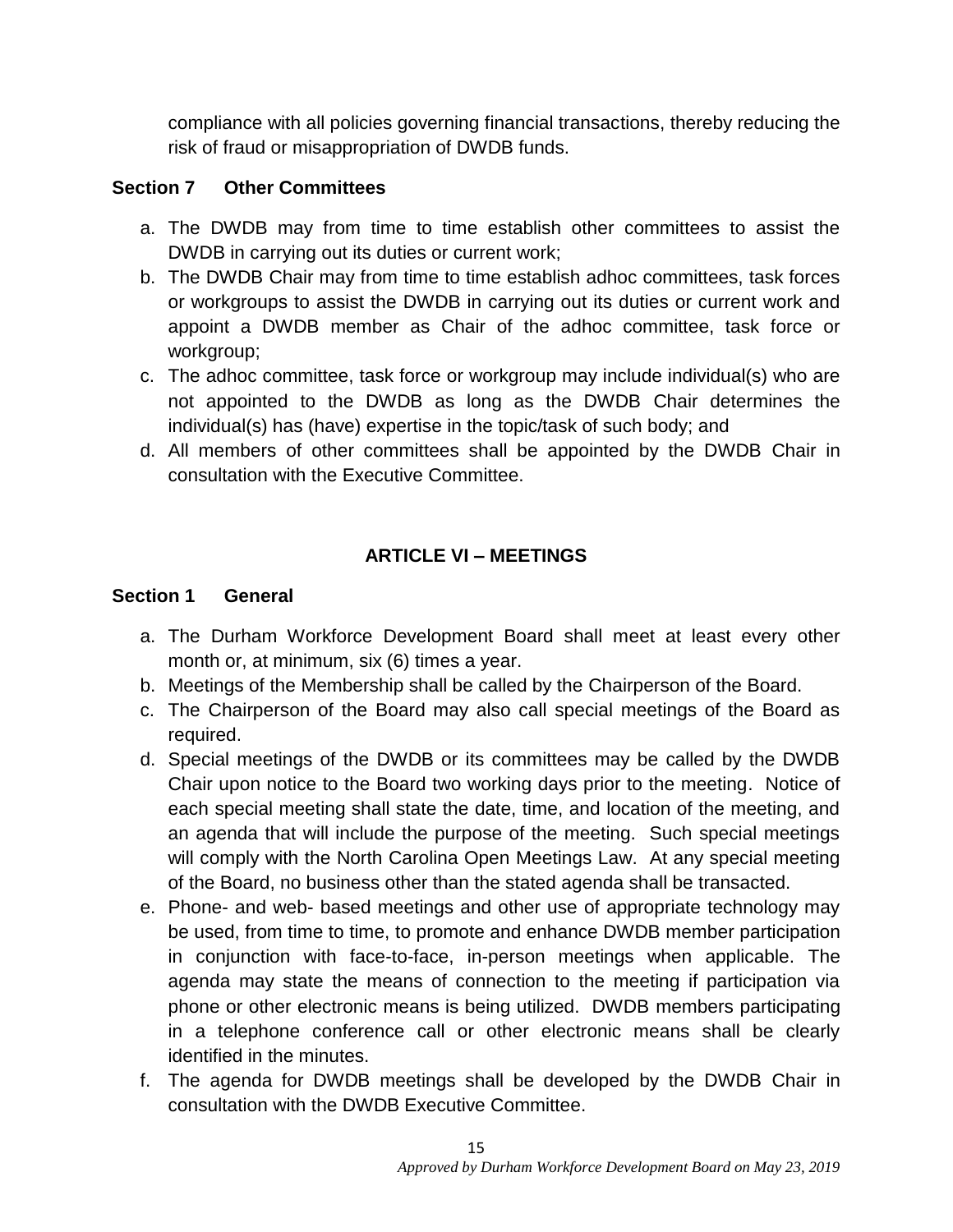compliance with all policies governing financial transactions, thereby reducing the risk of fraud or misappropriation of DWDB funds.

### Section 7 Other Committees

a. The DWDB may from time to time establish other committees to assist the DWDB in carrying out its duties or current work;
b. The DWDB Chair may from time to time establish adhoc committees, task forces or workgroups to assist the DWDB in carrying out its duties or current work and appoint a DWDB member as Chair of the adhoc committee, task force or workgroup;
c. The adhoc committee, task force or workgroup may include individual(s) who are not appointed to the DWDB as long as the DWDB Chair determines the individual(s) has (have) expertise in the topic/task of such body; and
d. All members of other committees shall be appointed by the DWDB Chair in consultation with the Executive Committee.

## ARTICLE VI – MEETINGS

### Section 1 General

a. The Durham Workforce Development Board shall meet at least every other month or, at minimum, six (6) times a year.
b. Meetings of the Membership shall be called by the Chairperson of the Board.
c. The Chairperson of the Board may also call special meetings of the Board as required.
d. Special meetings of the DWDB or its committees may be called by the DWDB Chair upon notice to the Board two working days prior to the meeting. Notice of each special meeting shall state the date, time, and location of the meeting, and an agenda that will include the purpose of the meeting. Such special meetings will comply with the North Carolina Open Meetings Law. At any special meeting of the Board, no business other than the stated agenda shall be transacted.
e. Phone- and web- based meetings and other use of appropriate technology may be used, from time to time, to promote and enhance DWDB member participation in conjunction with face-to-face, in-person meetings when applicable. The agenda may state the means of connection to the meeting if participation via phone or other electronic means is being utilized. DWDB members participating in a telephone conference call or other electronic means shall be clearly identified in the minutes.
f. The agenda for DWDB meetings shall be developed by the DWDB Chair in consultation with the DWDB Executive Committee.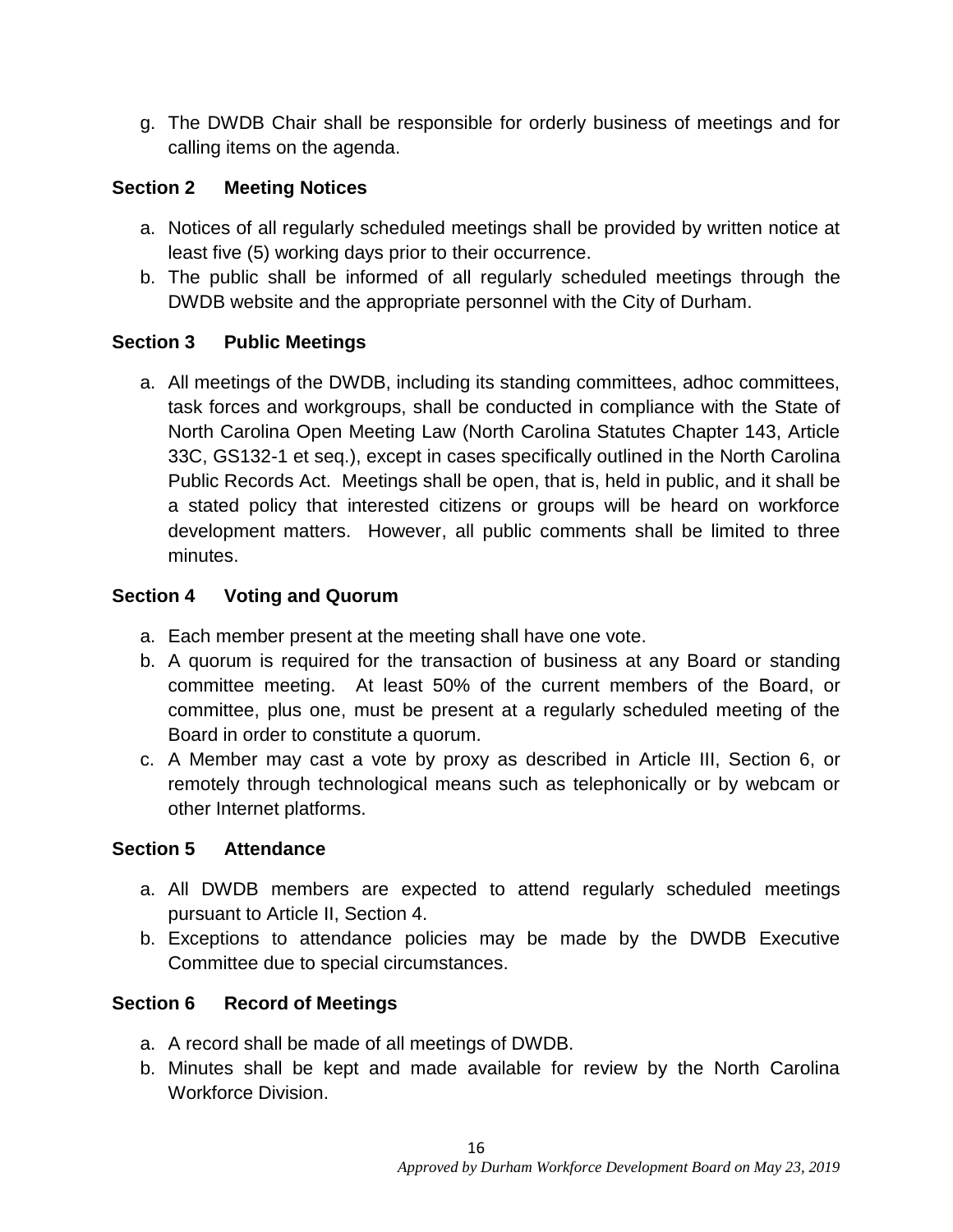g. The DWDB Chair shall be responsible for orderly business of meetings and for calling items on the agenda.

### Section 2 Meeting Notices

a. Notices of all regularly scheduled meetings shall be provided by written notice at least five (5) working days prior to their occurrence.
b. The public shall be informed of all regularly scheduled meetings through the DWDB website and the appropriate personnel with the City of Durham.

### Section 3 Public Meetings

a. All meetings of the DWDB, including its standing committees, adhoc committees, task forces and workgroups, shall be conducted in compliance with the State of North Carolina Open Meeting Law (North Carolina Statutes Chapter 143, Article 33C, GS132-1 et seq.), except in cases specifically outlined in the North Carolina Public Records Act. Meetings shall be open, that is, held in public, and it shall be a stated policy that interested citizens or groups will be heard on workforce development matters. However, all public comments shall be limited to three minutes.

### Section 4 Voting and Quorum

a. Each member present at the meeting shall have one vote.
b. A quorum is required for the transaction of business at any Board or standing committee meeting. At least 50% of the current members of the Board, or committee, plus one, must be present at a regularly scheduled meeting of the Board in order to constitute a quorum.
c. A Member may cast a vote by proxy as described in Article III, Section 6, or remotely through technological means such as telephonically or by webcam or other Internet platforms.

### Section 5 Attendance

a. All DWDB members are expected to attend regularly scheduled meetings pursuant to Article II, Section 4.
b. Exceptions to attendance policies may be made by the DWDB Executive Committee due to special circumstances.

### Section 6 Record of Meetings

a. A record shall be made of all meetings of DWDB.
b. Minutes shall be kept and made available for review by the North Carolina Workforce Division.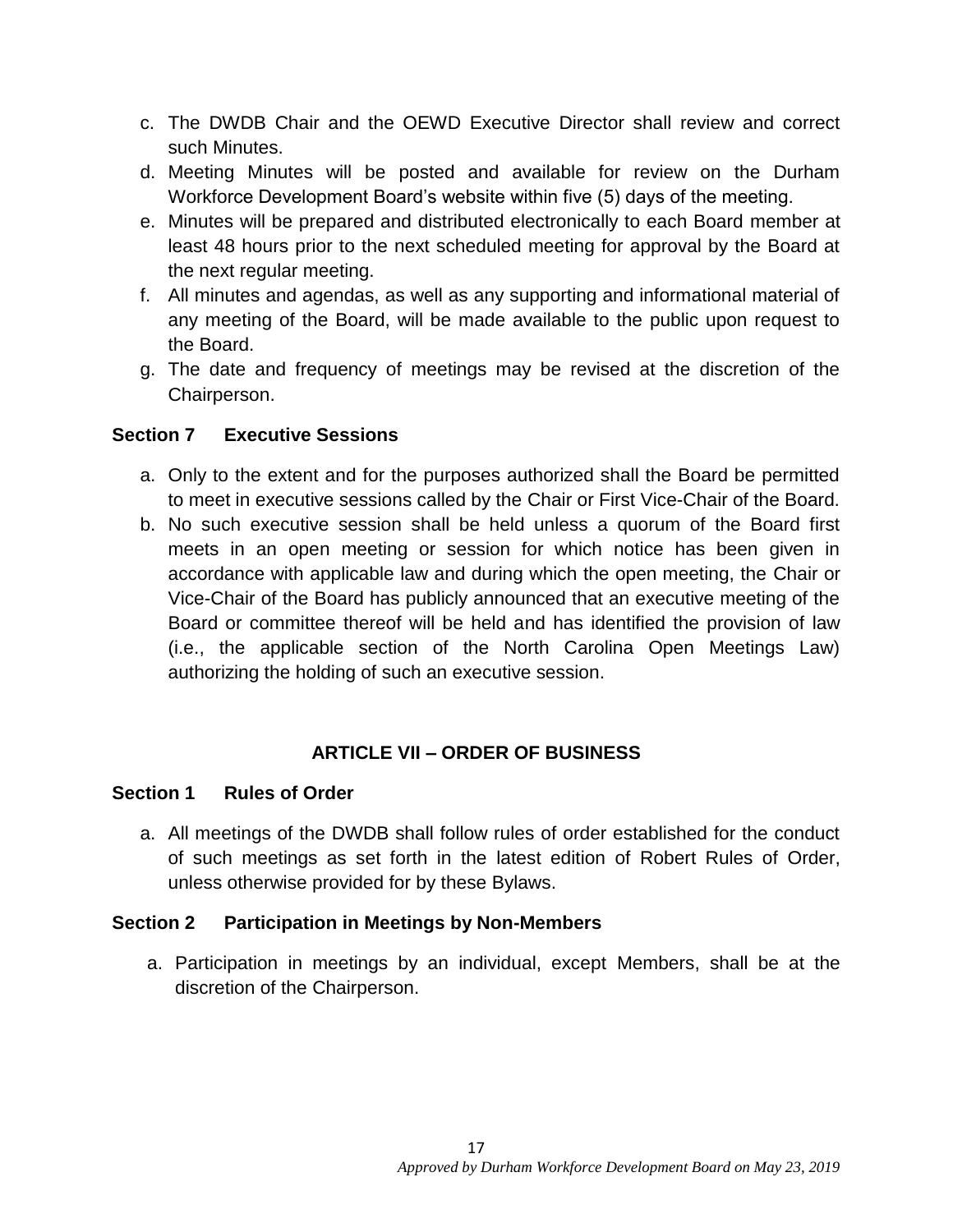c. The DWDB Chair and the OEWD Executive Director shall review and correct such Minutes.
d. Meeting Minutes will be posted and available for review on the Durham Workforce Development Board's website within five (5) days of the meeting.
e. Minutes will be prepared and distributed electronically to each Board member at least 48 hours prior to the next scheduled meeting for approval by the Board at the next regular meeting.
f. All minutes and agendas, as well as any supporting and informational material of any meeting of the Board, will be made available to the public upon request to the Board.
g. The date and frequency of meetings may be revised at the discretion of the Chairperson.

### Section 7 Executive Sessions

a. Only to the extent and for the purposes authorized shall the Board be permitted to meet in executive sessions called by the Chair or First Vice-Chair of the Board.
b. No such executive session shall be held unless a quorum of the Board first meets in an open meeting or session for which notice has been given in accordance with applicable law and during which the open meeting, the Chair or Vice-Chair of the Board has publicly announced that an executive meeting of the Board or committee thereof will be held and has identified the provision of law (i.e., the applicable section of the North Carolina Open Meetings Law) authorizing the holding of such an executive session.

## ARTICLE VII – ORDER OF BUSINESS

### Section 1 Rules of Order

a. All meetings of the DWDB shall follow rules of order established for the conduct of such meetings as set forth in the latest edition of Robert Rules of Order, unless otherwise provided for by these Bylaws.

### Section 2 Participation in Meetings by Non-Members

a. Participation in meetings by an individual, except Members, shall be at the discretion of the Chairperson.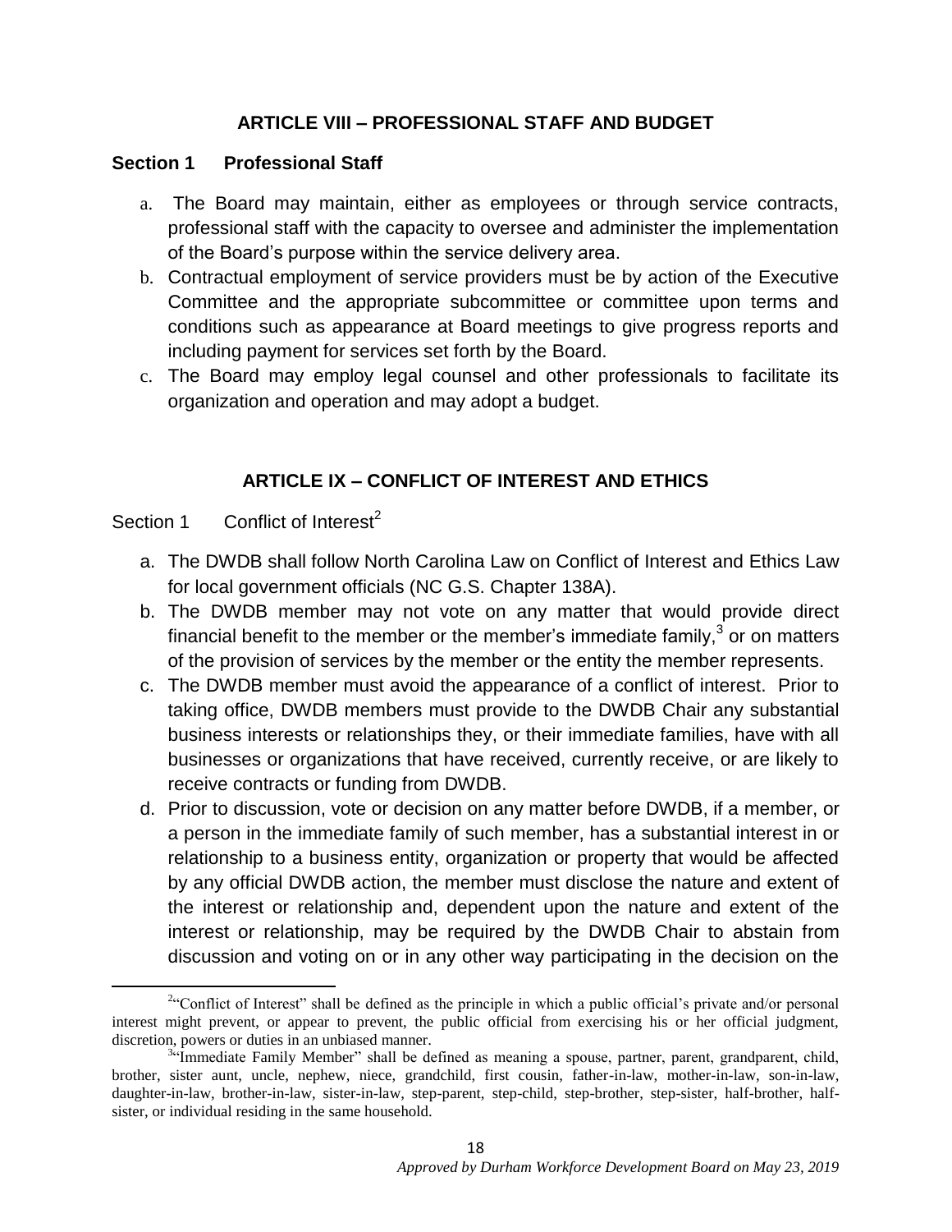## ARTICLE VIII – PROFESSIONAL STAFF AND BUDGET

### Section 1 Professional Staff

a. The Board may maintain, either as employees or through service contracts, professional staff with the capacity to oversee and administer the implementation of the Board's purpose within the service delivery area.
b. Contractual employment of service providers must be by action of the Executive Committee and the appropriate subcommittee or committee upon terms and conditions such as appearance at Board meetings to give progress reports and including payment for services set forth by the Board.
c. The Board may employ legal counsel and other professionals to facilitate its organization and operation and may adopt a budget.

## ARTICLE IX – CONFLICT OF INTEREST AND ETHICS

Section 1 Conflict of Interest[2]

a. The DWDB shall follow North Carolina Law on Conflict of Interest and Ethics Law for local government officials (NC G.S. Chapter 138A).
b. The DWDB member may not vote on any matter that would provide direct financial benefit to the member or the member's immediate family,[3] or on matters of the provision of services by the member or the entity the member represents.
c. The DWDB member must avoid the appearance of a conflict of interest. Prior to taking office, DWDB members must provide to the DWDB Chair any substantial business interests or relationships they, or their immediate families, have with all businesses or organizations that have received, currently receive, or are likely to receive contracts or funding from DWDB.
d. Prior to discussion, vote or decision on any matter before DWDB, if a member, or a person in the immediate family of such member, has a substantial interest in or relationship to a business entity, organization or property that would be affected by any official DWDB action, the member must disclose the nature and extent of the interest or relationship and, dependent upon the nature and extent of the interest or relationship, may be required by the DWDB Chair to abstain from discussion and voting on or in any other way participating in the decision on the

---

[2] "Conflict of Interest" shall be defined as the principle in which a public official's private and/or personal interest might prevent, or appear to prevent, the public official from exercising his or her official judgment, discretion, powers or duties in an unbiased manner.

[3] "Immediate Family Member" shall be defined as meaning a spouse, partner, parent, grandparent, child, brother, sister aunt, uncle, nephew, niece, grandchild, first cousin, father-in-law, mother-in-law, son-in-law, daughter-in-law, brother-in-law, sister-in-law, step-parent, step-child, step-brother, step-sister, half-brother, half-sister, or individual residing in the same household.

*Approved by Durham Workforce Development Board on May 23, 2019*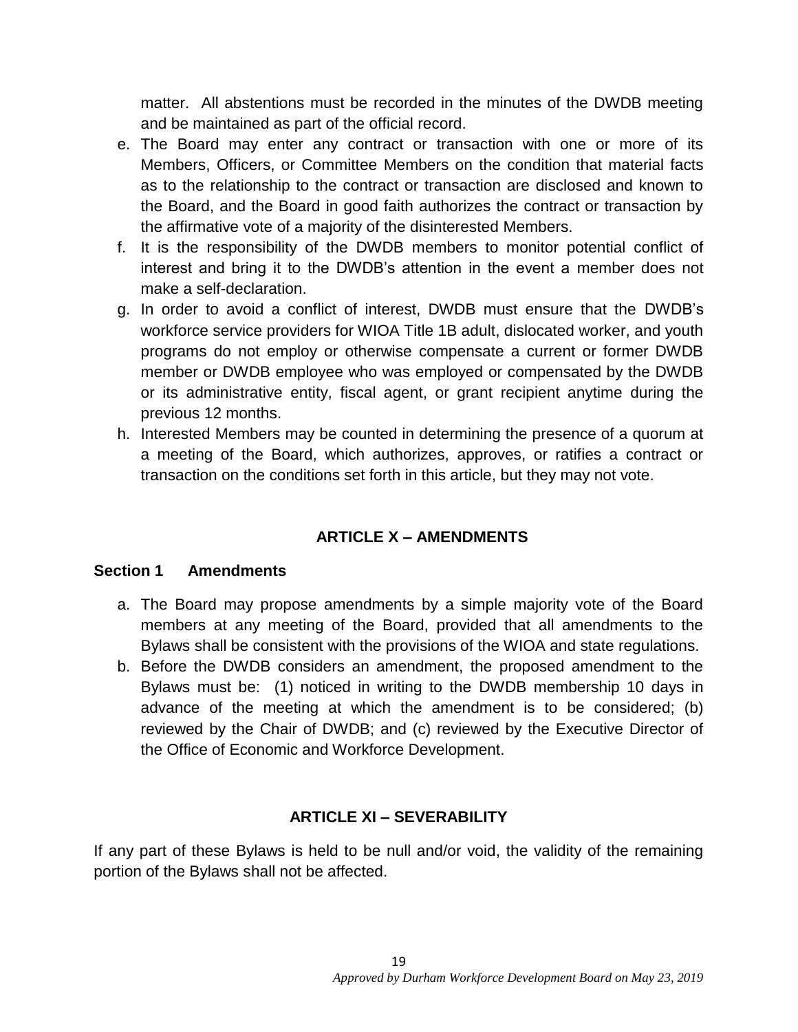matter. All abstentions must be recorded in the minutes of the DWDB meeting and be maintained as part of the official record.

e. The Board may enter any contract or transaction with one or more of its Members, Officers, or Committee Members on the condition that material facts as to the relationship to the contract or transaction are disclosed and known to the Board, and the Board in good faith authorizes the contract or transaction by the affirmative vote of a majority of the disinterested Members.
f. It is the responsibility of the DWDB members to monitor potential conflict of interest and bring it to the DWDB's attention in the event a member does not make a self-declaration.
g. In order to avoid a conflict of interest, DWDB must ensure that the DWDB's workforce service providers for WIOA Title 1B adult, dislocated worker, and youth programs do not employ or otherwise compensate a current or former DWDB member or DWDB employee who was employed or compensated by the DWDB or its administrative entity, fiscal agent, or grant recipient anytime during the previous 12 months.
h. Interested Members may be counted in determining the presence of a quorum at a meeting of the Board, which authorizes, approves, or ratifies a contract or transaction on the conditions set forth in this article, but they may not vote.

## ARTICLE X – AMENDMENTS

### Section 1 Amendments

a. The Board may propose amendments by a simple majority vote of the Board members at any meeting of the Board, provided that all amendments to the Bylaws shall be consistent with the provisions of the WIOA and state regulations.
b. Before the DWDB considers an amendment, the proposed amendment to the Bylaws must be: (1) noticed in writing to the DWDB membership 10 days in advance of the meeting at which the amendment is to be considered; (b) reviewed by the Chair of DWDB; and (c) reviewed by the Executive Director of the Office of Economic and Workforce Development.

## ARTICLE XI – SEVERABILITY

If any part of these Bylaws is held to be null and/or void, the validity of the remaining portion of the Bylaws shall not be affected.